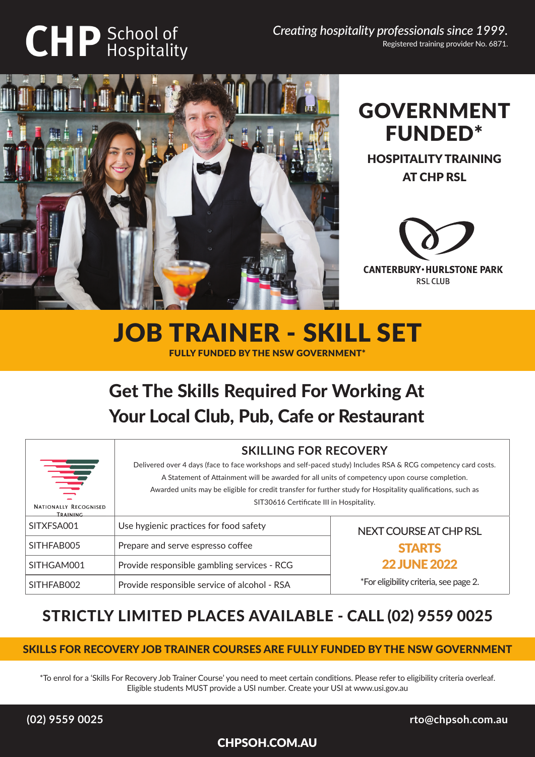# CHP School of Hospitality

*Creating hospitality professionals since 1999.*
Registered training provider No. 6871.

## GOVERNMENT FUNDED*

### HOSPITALITY TRAINING AT CHP RSL

CANTERBURY·HURLSTONE PARK RSL CLUB

# JOB TRAINER - SKILL SET

**FULLY FUNDED BY THE NSW GOVERNMENT***

## Get The Skills Required For Working At Your Local Club, Pub, Cafe or Restaurant

NATIONALLY RECOGNISED TRAINING

### SKILLING FOR RECOVERY

Delivered over 4 days (face to face workshops and self-paced study) Includes RSA & RCG competency card costs.
A Statement of Attainment will be awarded for all units of competency upon course completion.
Awarded units may be eligible for credit transfer for further study for Hospitality qualifications, such as SIT30616 Certificate III in Hospitality.

| Code | Unit |
|---|---|
| SITXFSA001 | Use hygienic practices for food safety |
| SITHFAB005 | Prepare and serve espresso coffee |
| SITHGAM001 | Provide responsible gambling services - RCG |
| SITHFAB002 | Provide responsible service of alcohol - RSA |

NEXT COURSE AT CHP RSL **STARTS 22 JUNE 2022**

*For eligibility criteria, see page 2.

## STRICTLY LIMITED PLACES AVAILABLE - CALL (02) 9559 0025

**SKILLS FOR RECOVERY JOB TRAINER COURSES ARE FULLY FUNDED BY THE NSW GOVERNMENT**

*To enrol for a 'Skills For Recovery Job Trainer Course' you need to meet certain conditions. Please refer to eligibility criteria overleaf. Eligible students MUST provide a USI number. Create your USI at www.usi.gov.au

(02) 9559 0025 | rto@chpsoh.com.au

CHPSOH.COM.AU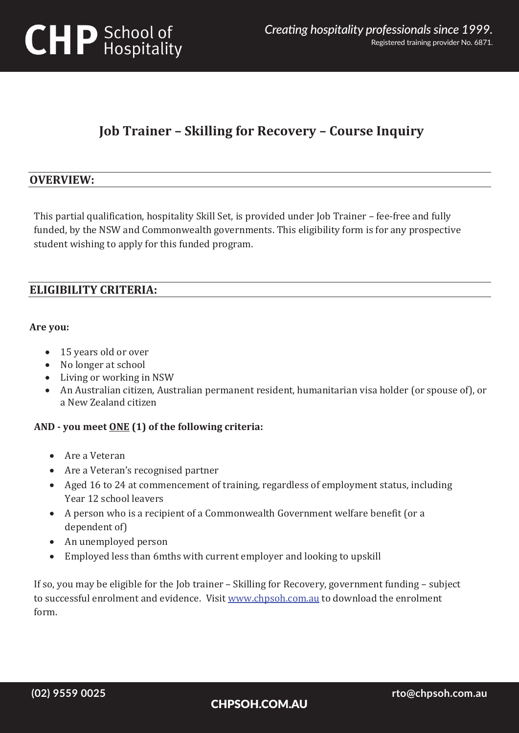# Job Trainer – Skilling for Recovery – Course Inquiry

## OVERVIEW:

This partial qualification, hospitality Skill Set, is provided under Job Trainer – fee-free and fully funded, by the NSW and Commonwealth governments. This eligibility form is for any prospective student wishing to apply for this funded program.

## ELIGIBILITY CRITERIA:

**Are you:**

- 15 years old or over
- No longer at school
- Living or working in NSW
- An Australian citizen, Australian permanent resident, humanitarian visa holder (or spouse of), or a New Zealand citizen

**AND - you meet ONE (1) of the following criteria:**

- Are a Veteran
- Are a Veteran's recognised partner
- Aged 16 to 24 at commencement of training, regardless of employment status, including Year 12 school leavers
- A person who is a recipient of a Commonwealth Government welfare benefit (or a dependent of)
- An unemployed person
- Employed less than 6mths with current employer and looking to upskill

If so, you may be eligible for the Job trainer – Skilling for Recovery, government funding – subject to successful enrolment and evidence. Visit www.chpsoh.com.au to download the enrolment form.